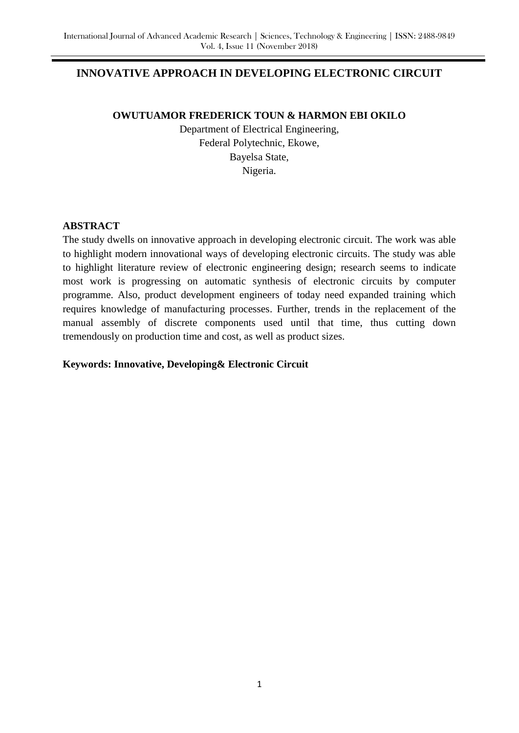# INNOVATIVE APPROACH IN DEVELOPING ELECTRONIC CIRCUIT

**OWUTUAMOR FREDERICK TOUN & HARMON EBI OKILO**

Department of Electrical Engineering,
Federal Polytechnic, Ekowe,
Bayelsa State,
Nigeria.

## ABSTRACT

The study dwells on innovative approach in developing electronic circuit. The work was able to highlight modern innovational ways of developing electronic circuits. The study was able to highlight literature review of electronic engineering design; research seems to indicate most work is progressing on automatic synthesis of electronic circuits by computer programme. Also, product development engineers of today need expanded training which requires knowledge of manufacturing processes. Further, trends in the replacement of the manual assembly of discrete components used until that time, thus cutting down tremendously on production time and cost, as well as product sizes.

**Keywords: Innovative, Developing& Electronic Circuit**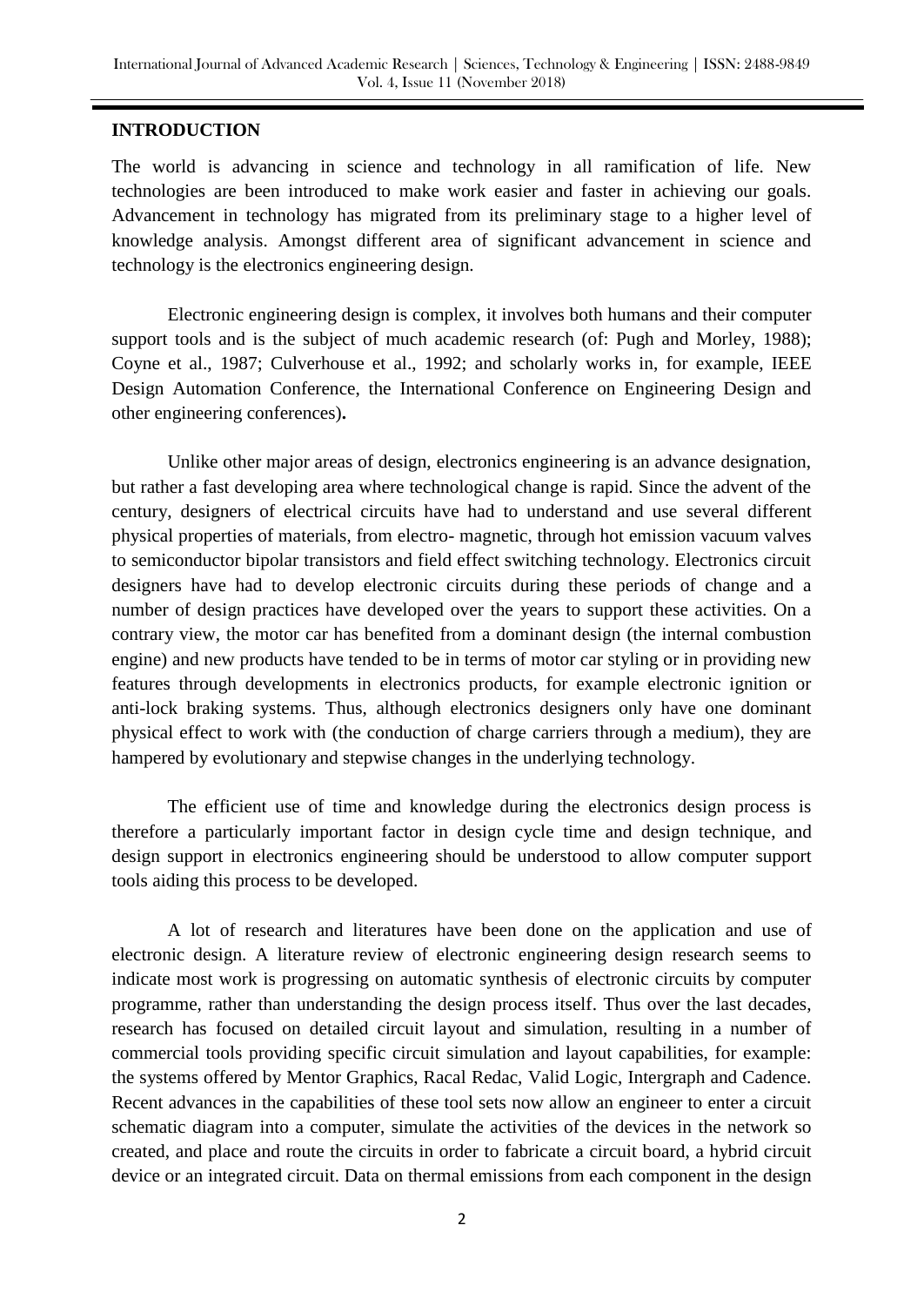## INTRODUCTION

The world is advancing in science and technology in all ramification of life. New technologies are been introduced to make work easier and faster in achieving our goals. Advancement in technology has migrated from its preliminary stage to a higher level of knowledge analysis. Amongst different area of significant advancement in science and technology is the electronics engineering design.

Electronic engineering design is complex, it involves both humans and their computer support tools and is the subject of much academic research (of: Pugh and Morley, 1988); Coyne et al., 1987; Culverhouse et al., 1992; and scholarly works in, for example, IEEE Design Automation Conference, the International Conference on Engineering Design and other engineering conferences)**.**

Unlike other major areas of design, electronics engineering is an advance designation, but rather a fast developing area where technological change is rapid. Since the advent of the century, designers of electrical circuits have had to understand and use several different physical properties of materials, from electro- magnetic, through hot emission vacuum valves to semiconductor bipolar transistors and field effect switching technology. Electronics circuit designers have had to develop electronic circuits during these periods of change and a number of design practices have developed over the years to support these activities. On a contrary view, the motor car has benefited from a dominant design (the internal combustion engine) and new products have tended to be in terms of motor car styling or in providing new features through developments in electronics products, for example electronic ignition or anti-lock braking systems. Thus, although electronics designers only have one dominant physical effect to work with (the conduction of charge carriers through a medium), they are hampered by evolutionary and stepwise changes in the underlying technology.

The efficient use of time and knowledge during the electronics design process is therefore a particularly important factor in design cycle time and design technique, and design support in electronics engineering should be understood to allow computer support tools aiding this process to be developed.

A lot of research and literatures have been done on the application and use of electronic design. A literature review of electronic engineering design research seems to indicate most work is progressing on automatic synthesis of electronic circuits by computer programme, rather than understanding the design process itself. Thus over the last decades, research has focused on detailed circuit layout and simulation, resulting in a number of commercial tools providing specific circuit simulation and layout capabilities, for example: the systems offered by Mentor Graphics, Racal Redac, Valid Logic, Intergraph and Cadence. Recent advances in the capabilities of these tool sets now allow an engineer to enter a circuit schematic diagram into a computer, simulate the activities of the devices in the network so created, and place and route the circuits in order to fabricate a circuit board, a hybrid circuit device or an integrated circuit. Data on thermal emissions from each component in the design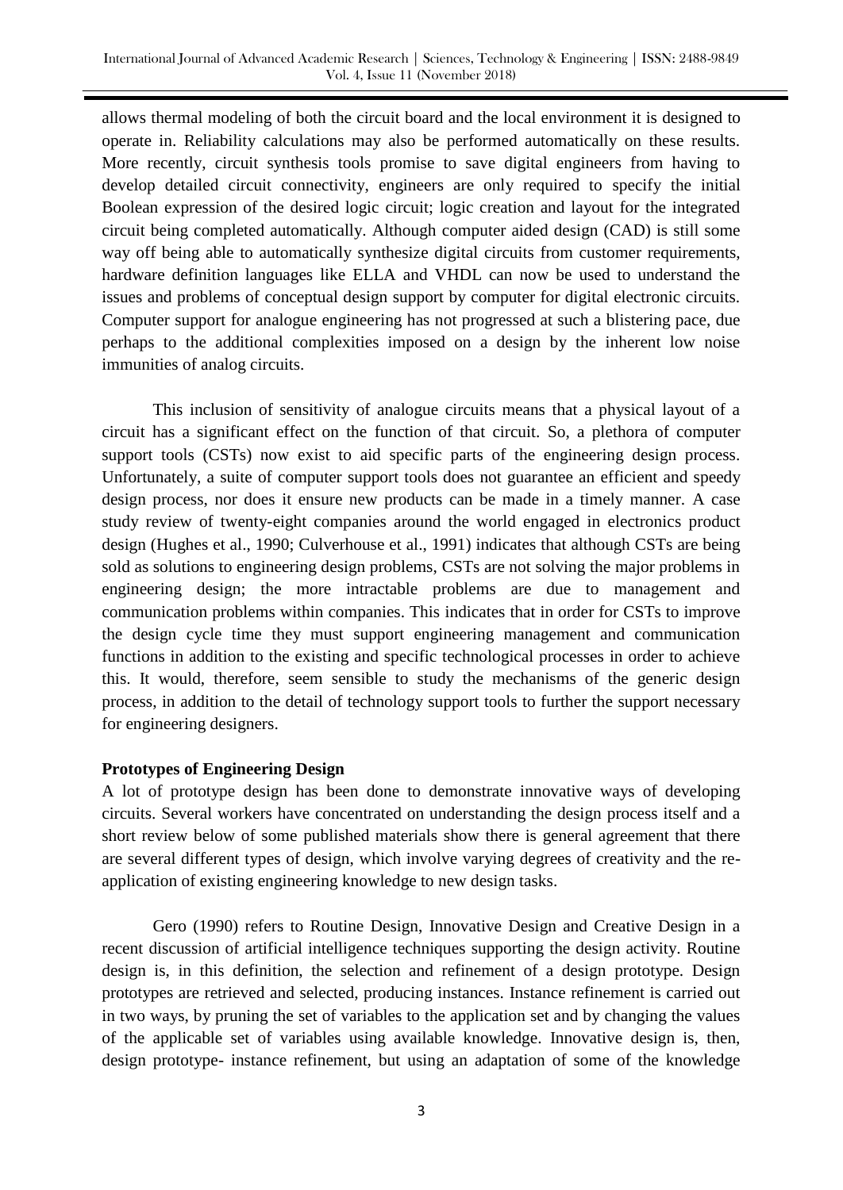allows thermal modeling of both the circuit board and the local environment it is designed to operate in. Reliability calculations may also be performed automatically on these results. More recently, circuit synthesis tools promise to save digital engineers from having to develop detailed circuit connectivity, engineers are only required to specify the initial Boolean expression of the desired logic circuit; logic creation and layout for the integrated circuit being completed automatically. Although computer aided design (CAD) is still some way off being able to automatically synthesize digital circuits from customer requirements, hardware definition languages like ELLA and VHDL can now be used to understand the issues and problems of conceptual design support by computer for digital electronic circuits. Computer support for analogue engineering has not progressed at such a blistering pace, due perhaps to the additional complexities imposed on a design by the inherent low noise immunities of analog circuits.

This inclusion of sensitivity of analogue circuits means that a physical layout of a circuit has a significant effect on the function of that circuit. So, a plethora of computer support tools (CSTs) now exist to aid specific parts of the engineering design process. Unfortunately, a suite of computer support tools does not guarantee an efficient and speedy design process, nor does it ensure new products can be made in a timely manner. A case study review of twenty-eight companies around the world engaged in electronics product design (Hughes et al., 1990; Culverhouse et al., 1991) indicates that although CSTs are being sold as solutions to engineering design problems, CSTs are not solving the major problems in engineering design; the more intractable problems are due to management and communication problems within companies. This indicates that in order for CSTs to improve the design cycle time they must support engineering management and communication functions in addition to the existing and specific technological processes in order to achieve this. It would, therefore, seem sensible to study the mechanisms of the generic design process, in addition to the detail of technology support tools to further the support necessary for engineering designers.

**Prototypes of Engineering Design**

A lot of prototype design has been done to demonstrate innovative ways of developing circuits. Several workers have concentrated on understanding the design process itself and a short review below of some published materials show there is general agreement that there are several different types of design, which involve varying degrees of creativity and the re-application of existing engineering knowledge to new design tasks.

Gero (1990) refers to Routine Design, Innovative Design and Creative Design in a recent discussion of artificial intelligence techniques supporting the design activity. Routine design is, in this definition, the selection and refinement of a design prototype. Design prototypes are retrieved and selected, producing instances. Instance refinement is carried out in two ways, by pruning the set of variables to the application set and by changing the values of the applicable set of variables using available knowledge. Innovative design is, then, design prototype- instance refinement, but using an adaptation of some of the knowledge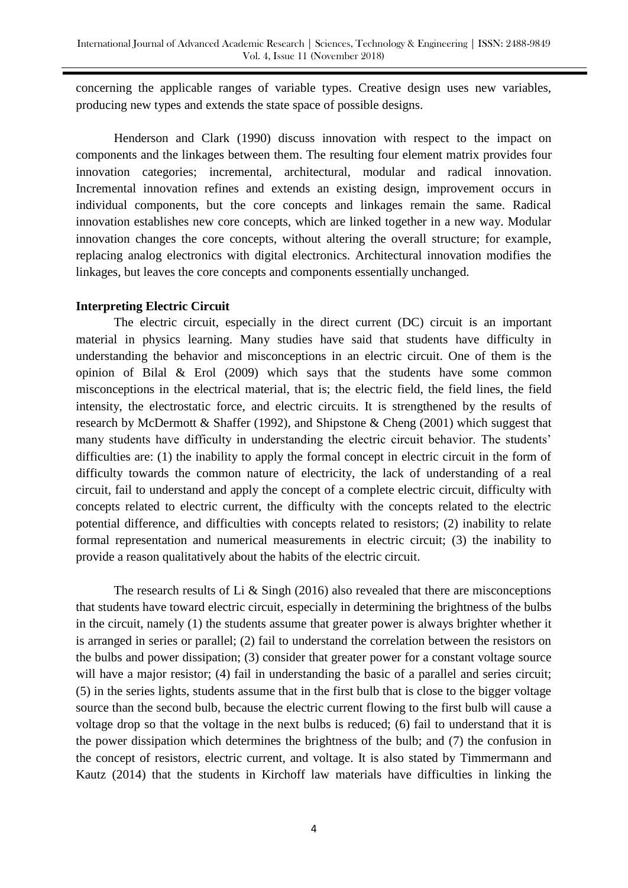concerning the applicable ranges of variable types. Creative design uses new variables, producing new types and extends the state space of possible designs.

Henderson and Clark (1990) discuss innovation with respect to the impact on components and the linkages between them. The resulting four element matrix provides four innovation categories; incremental, architectural, modular and radical innovation. Incremental innovation refines and extends an existing design, improvement occurs in individual components, but the core concepts and linkages remain the same. Radical innovation establishes new core concepts, which are linked together in a new way. Modular innovation changes the core concepts, without altering the overall structure; for example, replacing analog electronics with digital electronics. Architectural innovation modifies the linkages, but leaves the core concepts and components essentially unchanged.

**Interpreting Electric Circuit**

The electric circuit, especially in the direct current (DC) circuit is an important material in physics learning. Many studies have said that students have difficulty in understanding the behavior and misconceptions in an electric circuit. One of them is the opinion of Bilal & Erol (2009) which says that the students have some common misconceptions in the electrical material, that is; the electric field, the field lines, the field intensity, the electrostatic force, and electric circuits. It is strengthened by the results of research by McDermott & Shaffer (1992), and Shipstone & Cheng (2001) which suggest that many students have difficulty in understanding the electric circuit behavior. The students' difficulties are: (1) the inability to apply the formal concept in electric circuit in the form of difficulty towards the common nature of electricity, the lack of understanding of a real circuit, fail to understand and apply the concept of a complete electric circuit, difficulty with concepts related to electric current, the difficulty with the concepts related to the electric potential difference, and difficulties with concepts related to resistors; (2) inability to relate formal representation and numerical measurements in electric circuit; (3) the inability to provide a reason qualitatively about the habits of the electric circuit.

The research results of Li & Singh (2016) also revealed that there are misconceptions that students have toward electric circuit, especially in determining the brightness of the bulbs in the circuit, namely (1) the students assume that greater power is always brighter whether it is arranged in series or parallel; (2) fail to understand the correlation between the resistors on the bulbs and power dissipation; (3) consider that greater power for a constant voltage source will have a major resistor; (4) fail in understanding the basic of a parallel and series circuit; (5) in the series lights, students assume that in the first bulb that is close to the bigger voltage source than the second bulb, because the electric current flowing to the first bulb will cause a voltage drop so that the voltage in the next bulbs is reduced; (6) fail to understand that it is the power dissipation which determines the brightness of the bulb; and (7) the confusion in the concept of resistors, electric current, and voltage. It is also stated by Timmermann and Kautz (2014) that the students in Kirchoff law materials have difficulties in linking the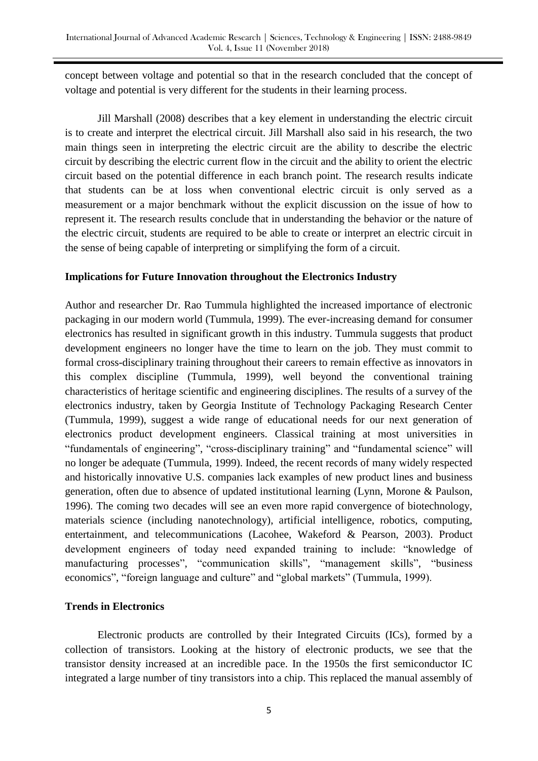concept between voltage and potential so that in the research concluded that the concept of voltage and potential is very different for the students in their learning process.

Jill Marshall (2008) describes that a key element in understanding the electric circuit is to create and interpret the electrical circuit. Jill Marshall also said in his research, the two main things seen in interpreting the electric circuit are the ability to describe the electric circuit by describing the electric current flow in the circuit and the ability to orient the electric circuit based on the potential difference in each branch point. The research results indicate that students can be at loss when conventional electric circuit is only served as a measurement or a major benchmark without the explicit discussion on the issue of how to represent it. The research results conclude that in understanding the behavior or the nature of the electric circuit, students are required to be able to create or interpret an electric circuit in the sense of being capable of interpreting or simplifying the form of a circuit.

**Implications for Future Innovation throughout the Electronics Industry**

Author and researcher Dr. Rao Tummula highlighted the increased importance of electronic packaging in our modern world (Tummula, 1999). The ever-increasing demand for consumer electronics has resulted in significant growth in this industry. Tummula suggests that product development engineers no longer have the time to learn on the job. They must commit to formal cross-disciplinary training throughout their careers to remain effective as innovators in this complex discipline (Tummula, 1999), well beyond the conventional training characteristics of heritage scientific and engineering disciplines. The results of a survey of the electronics industry, taken by Georgia Institute of Technology Packaging Research Center (Tummula, 1999), suggest a wide range of educational needs for our next generation of electronics product development engineers. Classical training at most universities in "fundamentals of engineering", "cross-disciplinary training" and "fundamental science" will no longer be adequate (Tummula, 1999). Indeed, the recent records of many widely respected and historically innovative U.S. companies lack examples of new product lines and business generation, often due to absence of updated institutional learning (Lynn, Morone & Paulson, 1996). The coming two decades will see an even more rapid convergence of biotechnology, materials science (including nanotechnology), artificial intelligence, robotics, computing, entertainment, and telecommunications (Lacohee, Wakeford & Pearson, 2003). Product development engineers of today need expanded training to include: "knowledge of manufacturing processes", "communication skills", "management skills", "business economics", "foreign language and culture" and "global markets" (Tummula, 1999).

**Trends in Electronics**

Electronic products are controlled by their Integrated Circuits (ICs), formed by a collection of transistors. Looking at the history of electronic products, we see that the transistor density increased at an incredible pace. In the 1950s the first semiconductor IC integrated a large number of tiny transistors into a chip. This replaced the manual assembly of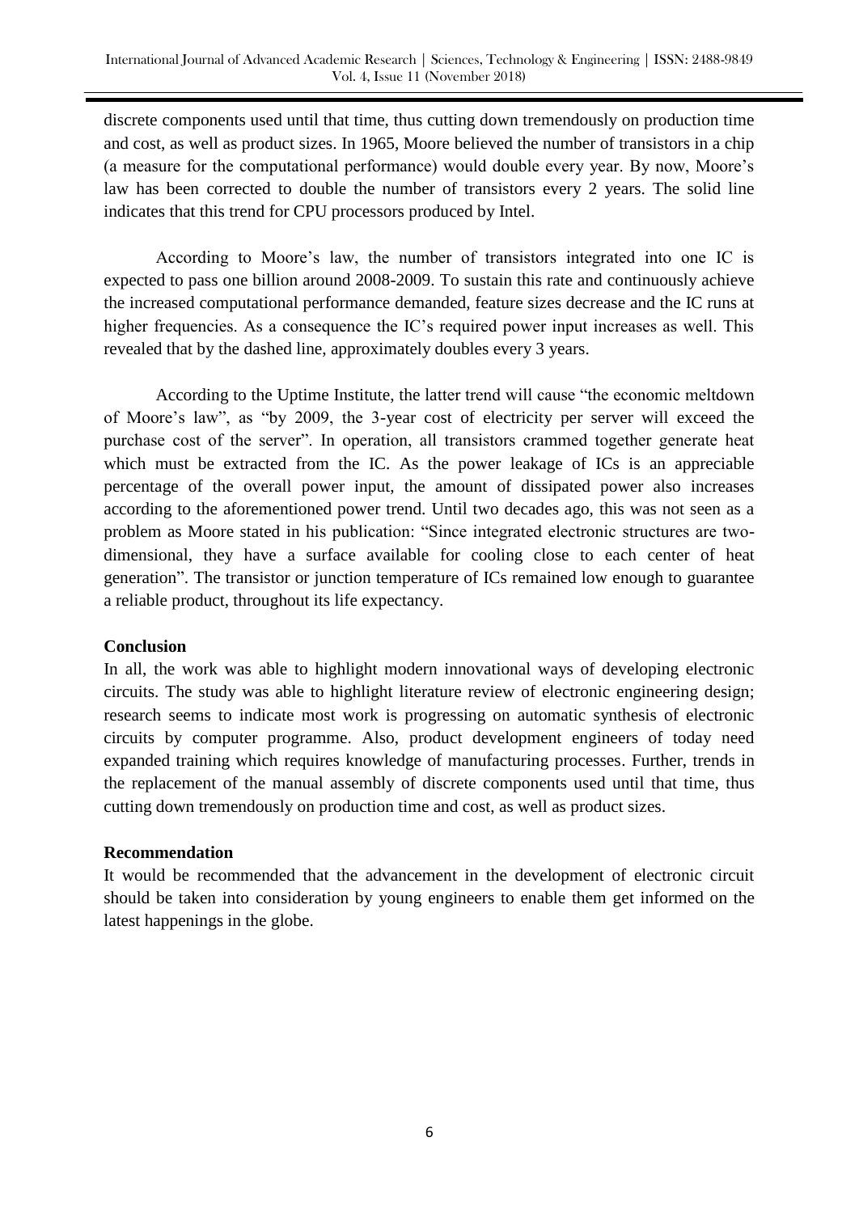discrete components used until that time, thus cutting down tremendously on production time and cost, as well as product sizes. In 1965, Moore believed the number of transistors in a chip (a measure for the computational performance) would double every year. By now, Moore's law has been corrected to double the number of transistors every 2 years. The solid line indicates that this trend for CPU processors produced by Intel.

According to Moore's law, the number of transistors integrated into one IC is expected to pass one billion around 2008-2009. To sustain this rate and continuously achieve the increased computational performance demanded, feature sizes decrease and the IC runs at higher frequencies. As a consequence the IC's required power input increases as well. This revealed that by the dashed line, approximately doubles every 3 years.

According to the Uptime Institute, the latter trend will cause "the economic meltdown of Moore's law", as "by 2009, the 3-year cost of electricity per server will exceed the purchase cost of the server". In operation, all transistors crammed together generate heat which must be extracted from the IC. As the power leakage of ICs is an appreciable percentage of the overall power input, the amount of dissipated power also increases according to the aforementioned power trend. Until two decades ago, this was not seen as a problem as Moore stated in his publication: "Since integrated electronic structures are two-dimensional, they have a surface available for cooling close to each center of heat generation". The transistor or junction temperature of ICs remained low enough to guarantee a reliable product, throughout its life expectancy.

## Conclusion

In all, the work was able to highlight modern innovational ways of developing electronic circuits. The study was able to highlight literature review of electronic engineering design; research seems to indicate most work is progressing on automatic synthesis of electronic circuits by computer programme. Also, product development engineers of today need expanded training which requires knowledge of manufacturing processes. Further, trends in the replacement of the manual assembly of discrete components used until that time, thus cutting down tremendously on production time and cost, as well as product sizes.

## Recommendation

It would be recommended that the advancement in the development of electronic circuit should be taken into consideration by young engineers to enable them get informed on the latest happenings in the globe.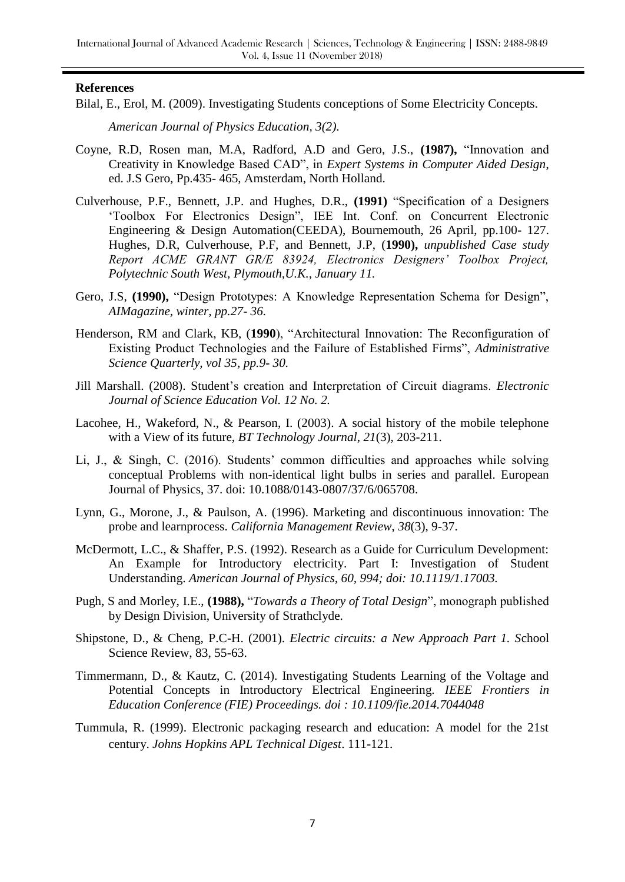## References

Bilal, E., Erol, M. (2009). Investigating Students conceptions of Some Electricity Concepts.

*American Journal of Physics Education, 3(2).*

Coyne, R.D, Rosen man, M.A, Radford, A.D and Gero, J.S., **(1987),** "Innovation and Creativity in Knowledge Based CAD", in *Expert Systems in Computer Aided Design*, ed. J.S Gero, Pp.435- 465, Amsterdam, North Holland.

Culverhouse, P.F., Bennett, J.P. and Hughes, D.R., **(1991)** "Specification of a Designers 'Toolbox For Electronics Design", IEE Int. Conf. on Concurrent Electronic Engineering & Design Automation(CEEDA), Bournemouth, 26 April, pp.100- 127. Hughes, D.R, Culverhouse, P.F, and Bennett, J.P, (**1990),** *unpublished Case study Report ACME GRANT GR/E 83924, Electronics Designers' Toolbox Project, Polytechnic South West, Plymouth,U.K., January 11.*

Gero, J.S, **(1990),** "Design Prototypes: A Knowledge Representation Schema for Design", *AIMagazine, winter, pp.27- 36.*

Henderson, RM and Clark, KB, (**1990**), "Architectural Innovation: The Reconfiguration of Existing Product Technologies and the Failure of Established Firms", *Administrative Science Quarterly, vol 35, pp.9- 30.*

Jill Marshall. (2008). Student's creation and Interpretation of Circuit diagrams. *Electronic Journal of Science Education Vol. 12 No. 2.*

Lacohee, H., Wakeford, N., & Pearson, I. (2003). A social history of the mobile telephone with a View of its future, *BT Technology Journal*, *21*(3), 203-211.

Li, J., & Singh, C. (2016). Students' common difficulties and approaches while solving conceptual Problems with non-identical light bulbs in series and parallel. European Journal of Physics, 37. doi: 10.1088/0143-0807/37/6/065708.

Lynn, G., Morone, J., & Paulson, A. (1996). Marketing and discontinuous innovation: The probe and learnprocess. *California Management Review*, *38*(3), 9-37.

McDermott, L.C., & Shaffer, P.S. (1992). Research as a Guide for Curriculum Development: An Example for Introductory electricity. Part I: Investigation of Student Understanding. *American Journal of Physics, 60, 994; doi: 10.1119/1.17003.*

Pugh, S and Morley, I.E., **(1988),** "*Towards a Theory of Total Design*", monograph published by Design Division, University of Strathclyde.

Shipstone, D., & Cheng, P.C-H. (2001). *Electric circuits: a New Approach Part 1. S*chool Science Review, 83, 55-63.

Timmermann, D., & Kautz, C. (2014). Investigating Students Learning of the Voltage and Potential Concepts in Introductory Electrical Engineering. *IEEE Frontiers in Education Conference (FIE) Proceedings. doi : 10.1109/fie.2014.7044048*

Tummula, R. (1999). Electronic packaging research and education: A model for the 21st century. *Johns Hopkins APL Technical Digest*. 111-121.